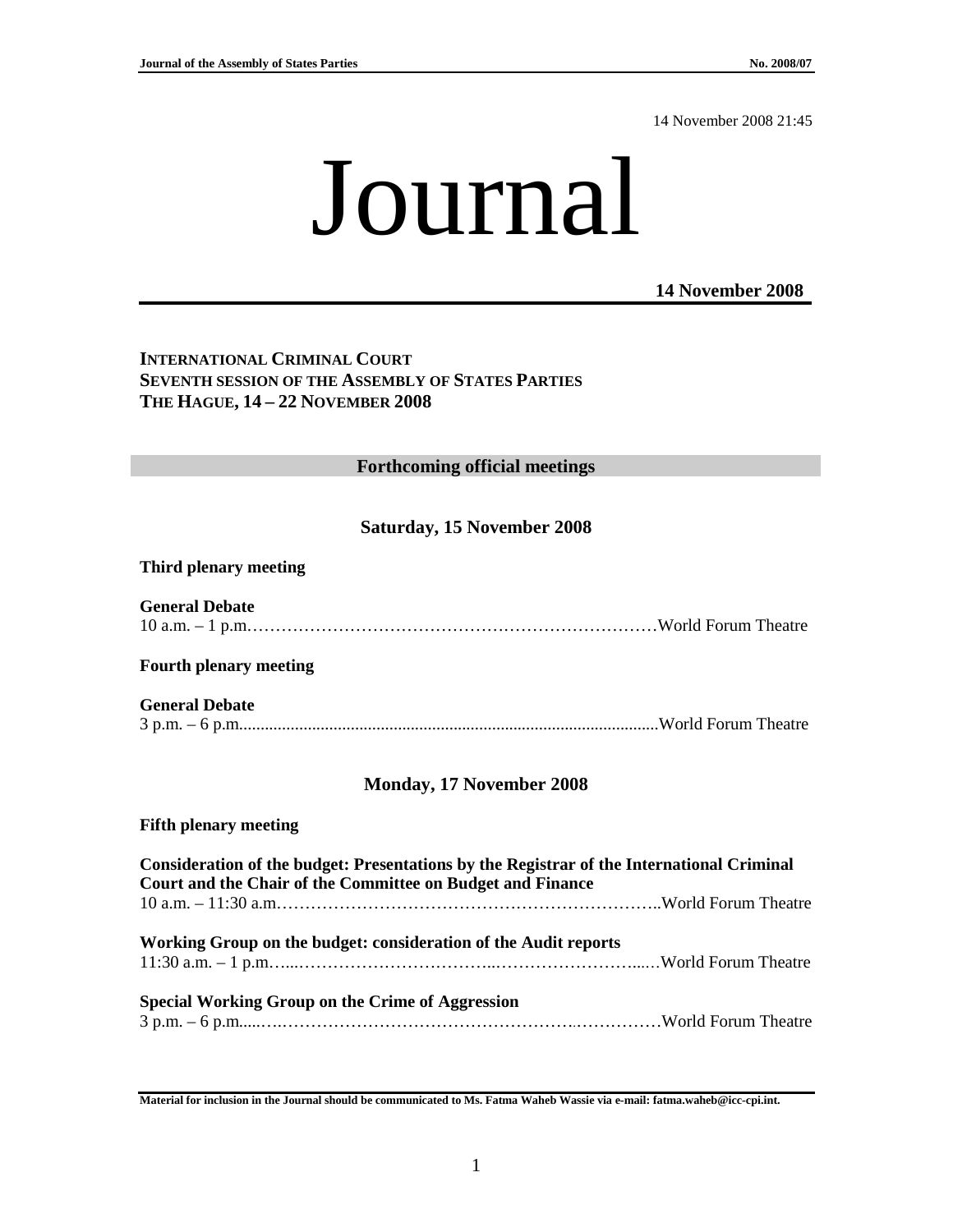14 November 2008 21:45

# Journal

**14 November 2008**

**INTERNATIONAL CRIMINAL COURT**
**SEVENTH SESSION OF THE ASSEMBLY OF STATES PARTIES**
**THE HAGUE, 14 – 22 NOVEMBER 2008**

## Forthcoming official meetings

### Saturday, 15 November 2008

**Third plenary meeting**

**General Debate**
10 a.m. – 1 p.m.……………………………………………………………World Forum Theatre

**Fourth plenary meeting**

**General Debate**
3 p.m. – 6 p.m.................................................................................................World Forum Theatre

### Monday, 17 November 2008

**Fifth plenary meeting**

**Consideration of the budget: Presentations by the Registrar of the International Criminal Court and the Chair of the Committee on Budget and Finance**
10 a.m. – 11:30 a.m.…………………………………………………………..World Forum Theatre

**Working Group on the budget: consideration of the Audit reports**
11:30 a.m. – 1 p.m…....………………………………..……………………...…World Forum Theatre

**Special Working Group on the Crime of Aggression**
3 p.m. – 6 p.m.....….……………………………………………..……………World Forum Theatre

**Material for inclusion in the Journal should be communicated to Ms. Fatma Waheb Wassie via e-mail: fatma.waheb@icc-cpi.int.**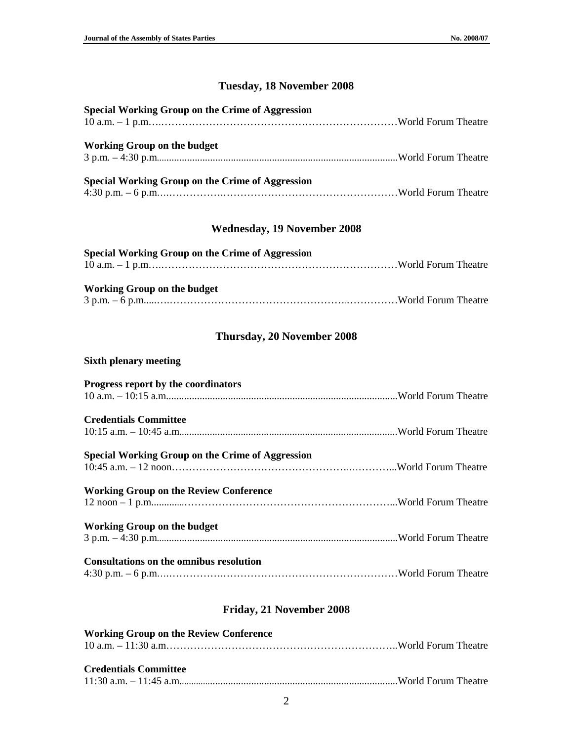## Tuesday, 18 November 2008

**Special Working Group on the Crime of Aggression**
10 a.m. – 1 p.m.……………………………………………………………World Forum Theatre

**Working Group on the budget**
3 p.m. – 4:30 p.m.……………………………………………………………World Forum Theatre

**Special Working Group on the Crime of Aggression**
4:30 p.m. – 6 p.m.……………………………………………………………World Forum Theatre

## Wednesday, 19 November 2008

**Special Working Group on the Crime of Aggression**
10 a.m. – 1 p.m.……………………………………………………………World Forum Theatre

**Working Group on the budget**
3 p.m. – 6 p.m.……………………………………………………………World Forum Theatre

## Thursday, 20 November 2008

**Sixth plenary meeting**

**Progress report by the coordinators**
10 a.m. – 10:15 a.m.……………………………………………………………World Forum Theatre

**Credentials Committee**
10:15 a.m. – 10:45 a.m.……………………………………………………………World Forum Theatre

**Special Working Group on the Crime of Aggression**
10:45 a.m. – 12 noon……………………………………………………………World Forum Theatre

**Working Group on the Review Conference**
12 noon – 1 p.m.……………………………………………………………World Forum Theatre

**Working Group on the budget**
3 p.m. – 4:30 p.m.……………………………………………………………World Forum Theatre

**Consultations on the omnibus resolution**
4:30 p.m. – 6 p.m.……………………………………………………………World Forum Theatre

## Friday, 21 November 2008

**Working Group on the Review Conference**
10 a.m. – 11:30 a.m.……………………………………………………………World Forum Theatre

**Credentials Committee**
11:30 a.m. – 11:45 a.m.……………………………………………………………World Forum Theatre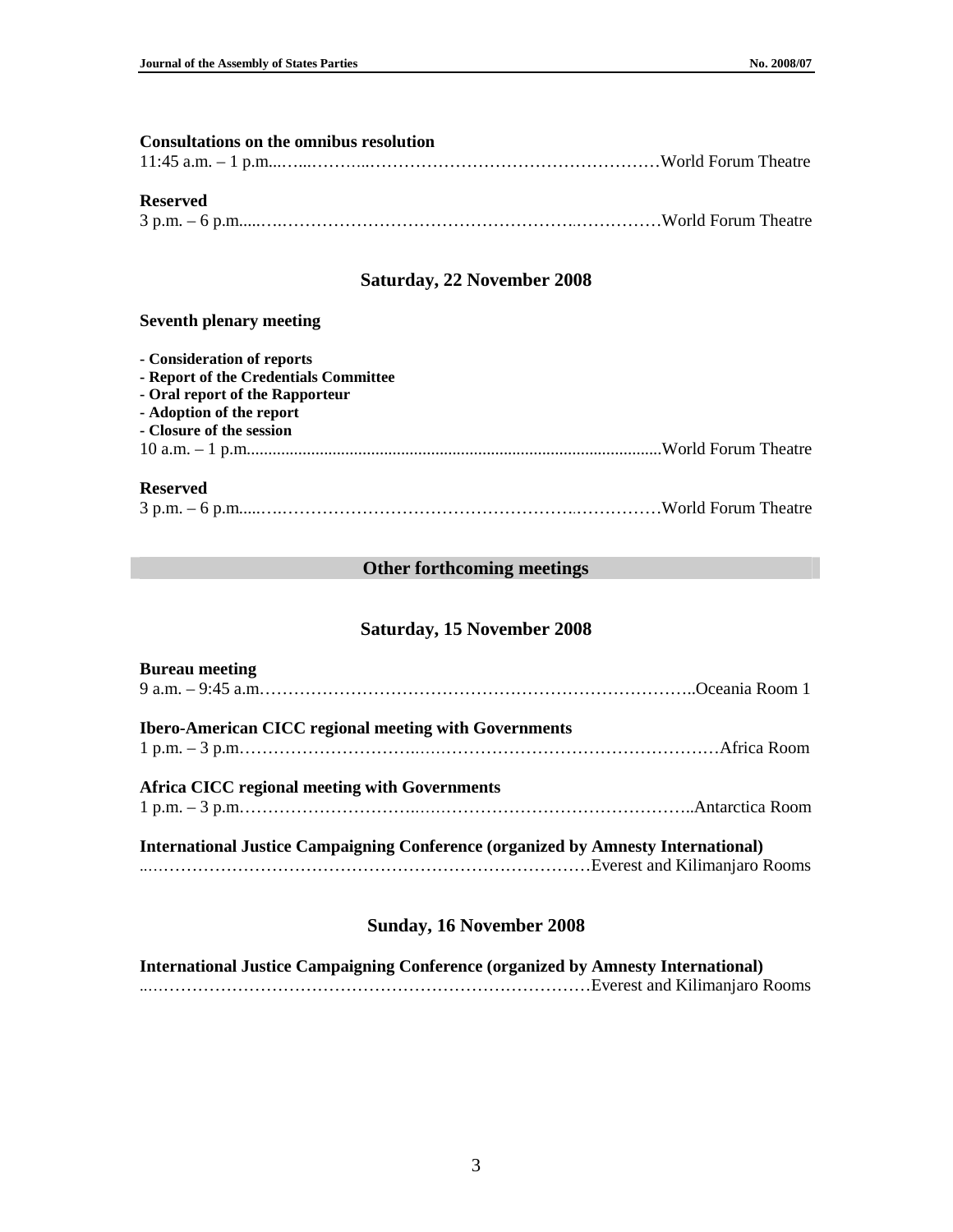**Consultations on the omnibus resolution**

11:45 a.m. – 1 p.m.......................................................................World Forum Theatre

**Reserved**

3 p.m. – 6 p.m.......................................................................World Forum Theatre

## Saturday, 22 November 2008

**Seventh plenary meeting**

- **Consideration of reports**
- **Report of the Credentials Committee**
- **Oral report of the Rapporteur**
- **Adoption of the report**
- **Closure of the session**

10 a.m. – 1 p.m.......................................................................World Forum Theatre

**Reserved**

3 p.m. – 6 p.m.......................................................................World Forum Theatre

## Other forthcoming meetings

## Saturday, 15 November 2008

**Bureau meeting**

9 a.m. – 9:45 a.m.......................................................................Oceania Room 1

**Ibero-American CICC regional meeting with Governments**

1 p.m. – 3 p.m.......................................................................Africa Room

**Africa CICC regional meeting with Governments**

1 p.m. – 3 p.m.......................................................................Antarctica Room

**International Justice Campaigning Conference (organized by Amnesty International)**

.......................................................................Everest and Kilimanjaro Rooms

## Sunday, 16 November 2008

**International Justice Campaigning Conference (organized by Amnesty International)**

.......................................................................Everest and Kilimanjaro Rooms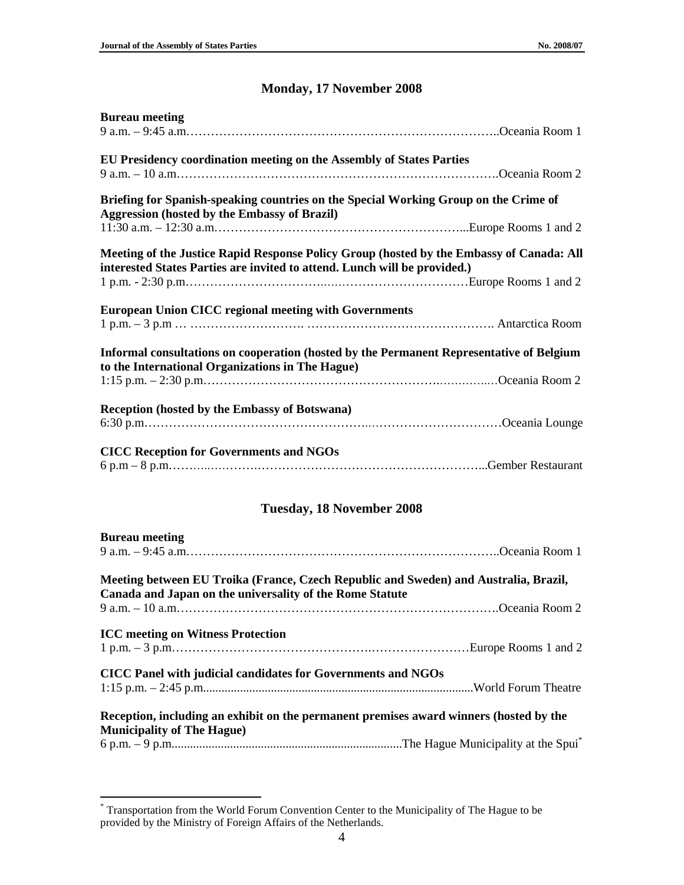## Monday, 17 November 2008

**Bureau meeting**
9 a.m. – 9:45 a.m.……………………………………………………………………..Oceania Room 1

**EU Presidency coordination meeting on the Assembly of States Parties**
9 a.m. – 10 a.m.…………………………………………………………………….Oceania Room 2

**Briefing for Spanish-speaking countries on the Special Working Group on the Crime of Aggression (hosted by the Embassy of Brazil)**
11:30 a.m. – 12:30 a.m.……………………………………………………...Europe Rooms 1 and 2

**Meeting of the Justice Rapid Response Policy Group (hosted by the Embassy of Canada: All interested States Parties are invited to attend. Lunch will be provided.)**
1 p.m. - 2:30 p.m.…………………………….….……………………………Europe Rooms 1 and 2

**European Union CICC regional meeting with Governments**
1 p.m. – 3 p.m … ………………………. ………………………………………. Antarctica Room

**Informal consultations on cooperation (hosted by the Permanent Representative of Belgium to the International Organizations in The Hague)**
1:15 p.m. – 2:30 p.m.…………………………………………………..…..….…..…Oceania Room 2

**Reception (hosted by the Embassy of Botswana)**
6:30 p.m.………………………………………………..……………………………Oceania Lounge

**CICC Reception for Governments and NGOs**
6 p.m – 8 p.m.……...…………..……………………………………………...Gember Restaurant

## Tuesday, 18 November 2008

**Bureau meeting**
9 a.m. – 9:45 a.m.……………………………………………………………………..Oceania Room 1

**Meeting between EU Troika (France, Czech Republic and Sweden) and Australia, Brazil, Canada and Japan on the universality of the Rome Statute**
9 a.m. – 10 a.m.…………………………………………………………………….Oceania Room 2

**ICC meeting on Witness Protection**
1 p.m. – 3 p.m.………………………………………….……………………Europe Rooms 1 and 2

**CICC Panel with judicial candidates for Governments and NGOs**
1:15 p.m. – 2:45 p.m.......................................................................................World Forum Theatre

**Reception, including an exhibit on the permanent premises award winners (hosted by the Municipality of The Hague)**
6 p.m. – 9 p.m...........................................................................The Hague Municipality at the Spui*

* Transportation from the World Forum Convention Center to the Municipality of The Hague to be provided by the Ministry of Foreign Affairs of the Netherlands.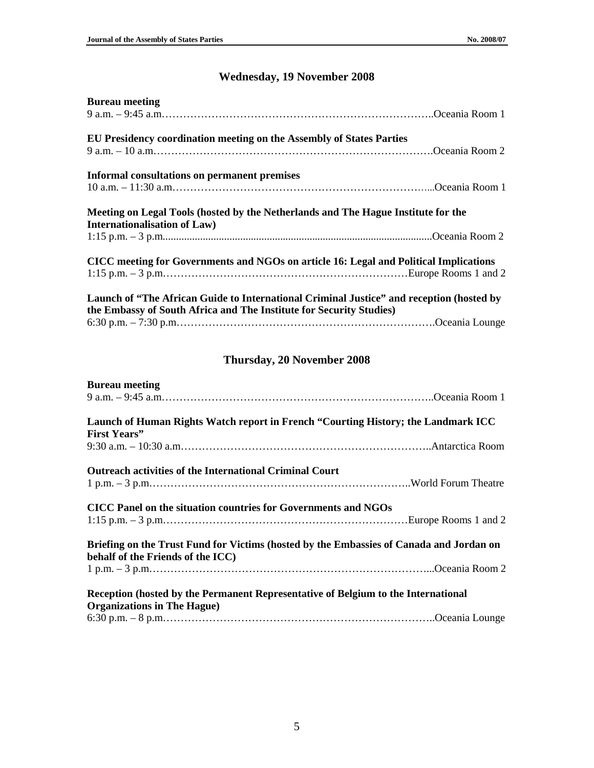## Wednesday, 19 November 2008

**Bureau meeting**
9 a.m. – 9:45 a.m.…………………………………………………………………..Oceania Room 1

**EU Presidency coordination meeting on the Assembly of States Parties**
9 a.m. – 10 a.m.………………………………………………………………….Oceania Room 2

**Informal consultations on permanent premises**
10 a.m. – 11:30 a.m……………………………………………………………...Oceania Room 1

**Meeting on Legal Tools (hosted by the Netherlands and The Hague Institute for the Internationalisation of Law)**
1:15 p.m. – 3 p.m.....................................................................................................Oceania Room 2

**CICC meeting for Governments and NGOs on article 16: Legal and Political Implications**
1:15 p.m. – 3 p.m.……………………………………………………………Europe Rooms 1 and 2

**Launch of "The African Guide to International Criminal Justice" and reception (hosted by the Embassy of South Africa and The Institute for Security Studies)**
6:30 p.m. – 7:30 p.m……………………………………………………………….Oceania Lounge

## Thursday, 20 November 2008

**Bureau meeting**
9 a.m. – 9:45 a.m.…………………………………………………………………..Oceania Room 1

**Launch of Human Rights Watch report in French "Courting History; the Landmark ICC First Years"**
9:30 a.m. – 10:30 a.m……………………………………………………………..Antarctica Room

**Outreach activities of the International Criminal Court**
1 p.m. – 3 p.m.………………………………………………………………..World Forum Theatre

**CICC Panel on the situation countries for Governments and NGOs**
1:15 p.m. – 3 p.m.……………………………………………………………Europe Rooms 1 and 2

**Briefing on the Trust Fund for Victims (hosted by the Embassies of Canada and Jordan on behalf of the Friends of the ICC)**
1 p.m. – 3 p.m.…………………………………………………………………...Oceania Room 2

**Reception (hosted by the Permanent Representative of Belgium to the International Organizations in The Hague)**
6:30 p.m. – 8 p.m…………………………………………………………………..Oceania Lounge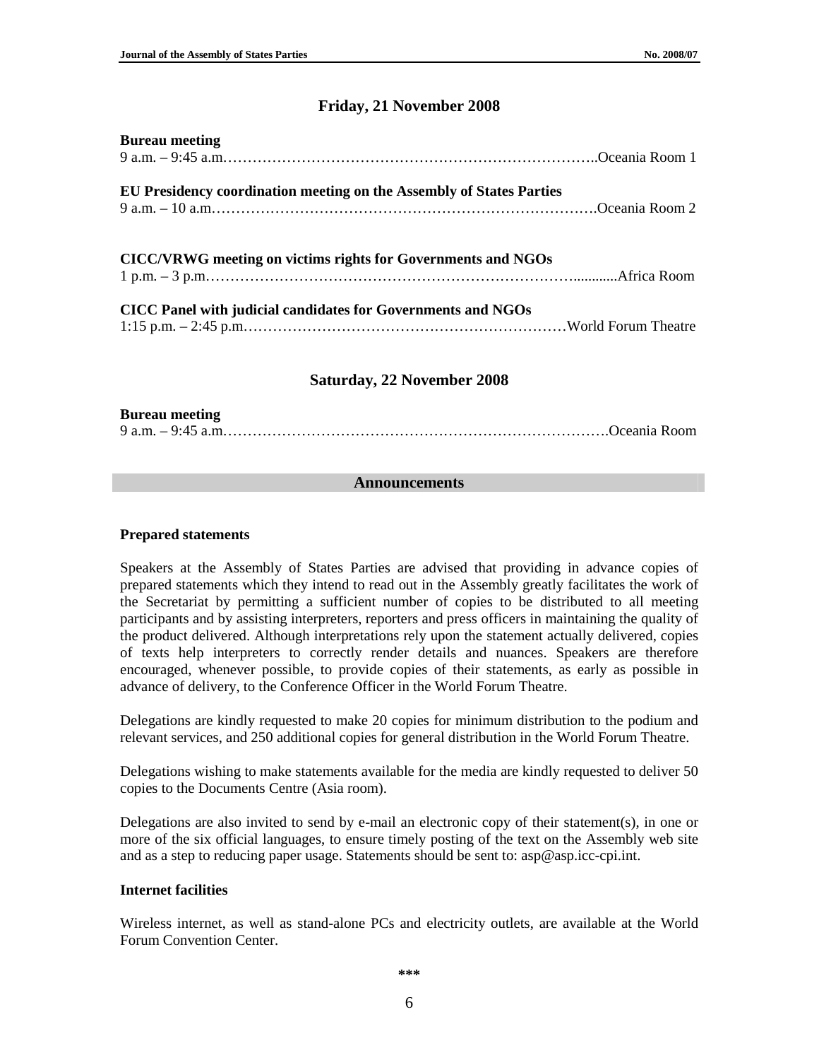## Friday, 21 November 2008

**Bureau meeting**
9 a.m. – 9:45 a.m.…………………………………………………………………..Oceania Room 1

**EU Presidency coordination meeting on the Assembly of States Parties**
9 a.m. – 10 a.m.…………………………………………………………………….Oceania Room 2

**CICC/VRWG meeting on victims rights for Governments and NGOs**
1 p.m. – 3 p.m.…………………………………………………………………............Africa Room

**CICC Panel with judicial candidates for Governments and NGOs**
1:15 p.m. – 2:45 p.m.…………………………………………………………World Forum Theatre

## Saturday, 22 November 2008

**Bureau meeting**
9 a.m. – 9:45 a.m.…………………………………………………………………….Oceania Room

## Announcements

### Prepared statements

Speakers at the Assembly of States Parties are advised that providing in advance copies of prepared statements which they intend to read out in the Assembly greatly facilitates the work of the Secretariat by permitting a sufficient number of copies to be distributed to all meeting participants and by assisting interpreters, reporters and press officers in maintaining the quality of the product delivered. Although interpretations rely upon the statement actually delivered, copies of texts help interpreters to correctly render details and nuances. Speakers are therefore encouraged, whenever possible, to provide copies of their statements, as early as possible in advance of delivery, to the Conference Officer in the World Forum Theatre.

Delegations are kindly requested to make 20 copies for minimum distribution to the podium and relevant services, and 250 additional copies for general distribution in the World Forum Theatre.

Delegations wishing to make statements available for the media are kindly requested to deliver 50 copies to the Documents Centre (Asia room).

Delegations are also invited to send by e-mail an electronic copy of their statement(s), in one or more of the six official languages, to ensure timely posting of the text on the Assembly web site and as a step to reducing paper usage. Statements should be sent to: asp@asp.icc-cpi.int.

### Internet facilities

Wireless internet, as well as stand-alone PCs and electricity outlets, are available at the World Forum Convention Center.

***